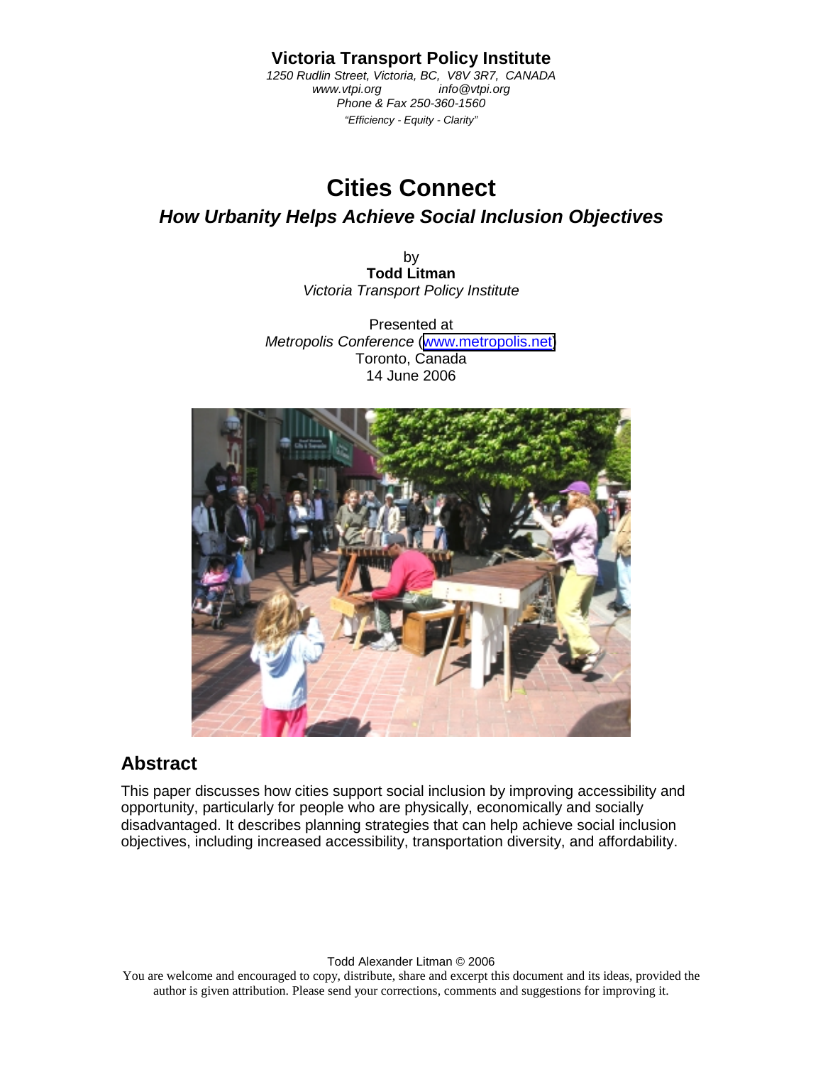**Victoria Transport Policy Institute**

*1250 Rudlin Street, Victoria, BC, V8V 3R7, CANADA*
*www.vtpi.org info@vtpi.org*
*Phone & Fax 250-360-1560*
*"Efficiency - Equity - Clarity"*

# Cities Connect

## *How Urbanity Helps Achieve Social Inclusion Objectives*

by
**Todd Litman**
*Victoria Transport Policy Institute*

Presented at
*Metropolis Conference* (www.metropolis.net)
Toronto, Canada
14 June 2006

## Abstract

This paper discusses how cities support social inclusion by improving accessibility and opportunity, particularly for people who are physically, economically and socially disadvantaged. It describes planning strategies that can help achieve social inclusion objectives, including increased accessibility, transportation diversity, and affordability.

Todd Alexander Litman © 2006
You are welcome and encouraged to copy, distribute, share and excerpt this document and its ideas, provided the author is given attribution. Please send your corrections, comments and suggestions for improving it.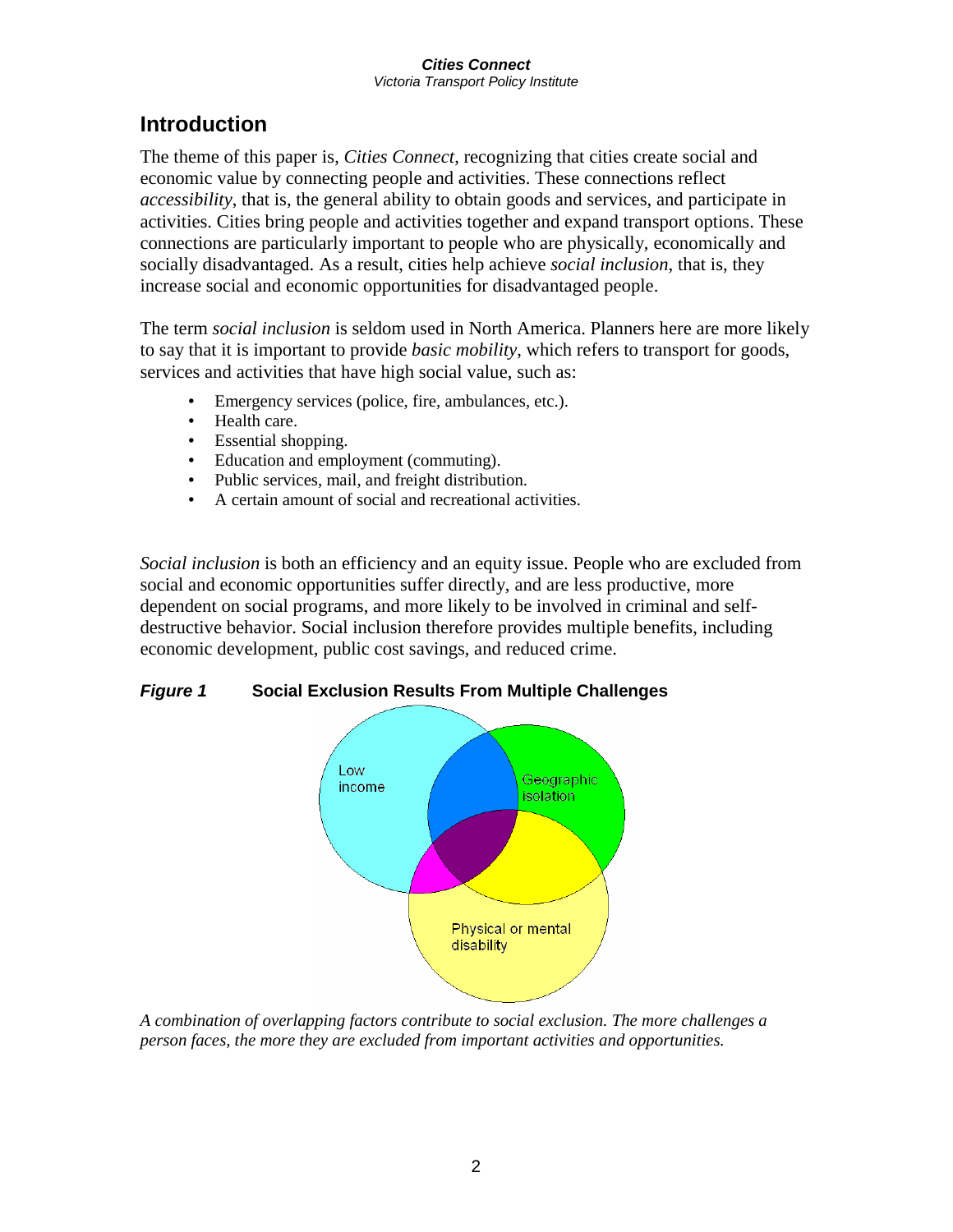## Introduction

The theme of this paper is, *Cities Connect*, recognizing that cities create social and economic value by connecting people and activities. These connections reflect *accessibility*, that is, the general ability to obtain goods and services, and participate in activities. Cities bring people and activities together and expand transport options. These connections are particularly important to people who are physically, economically and socially disadvantaged. As a result, cities help achieve *social inclusion*, that is, they increase social and economic opportunities for disadvantaged people.

The term *social inclusion* is seldom used in North America. Planners here are more likely to say that it is important to provide *basic mobility*, which refers to transport for goods, services and activities that have high social value, such as:

- Emergency services (police, fire, ambulances, etc.).
- Health care.
- Essential shopping.
- Education and employment (commuting).
- Public services, mail, and freight distribution.
- A certain amount of social and recreational activities.

*Social inclusion* is both an efficiency and an equity issue. People who are excluded from social and economic opportunities suffer directly, and are less productive, more dependent on social programs, and more likely to be involved in criminal and self-destructive behavior. Social inclusion therefore provides multiple benefits, including economic development, public cost savings, and reduced crime.

***Figure 1*** **Social Exclusion Results From Multiple Challenges**

Low income

Geographic isolation

Physical or mental disability

*A combination of overlapping factors contribute to social exclusion. The more challenges a person faces, the more they are excluded from important activities and opportunities.*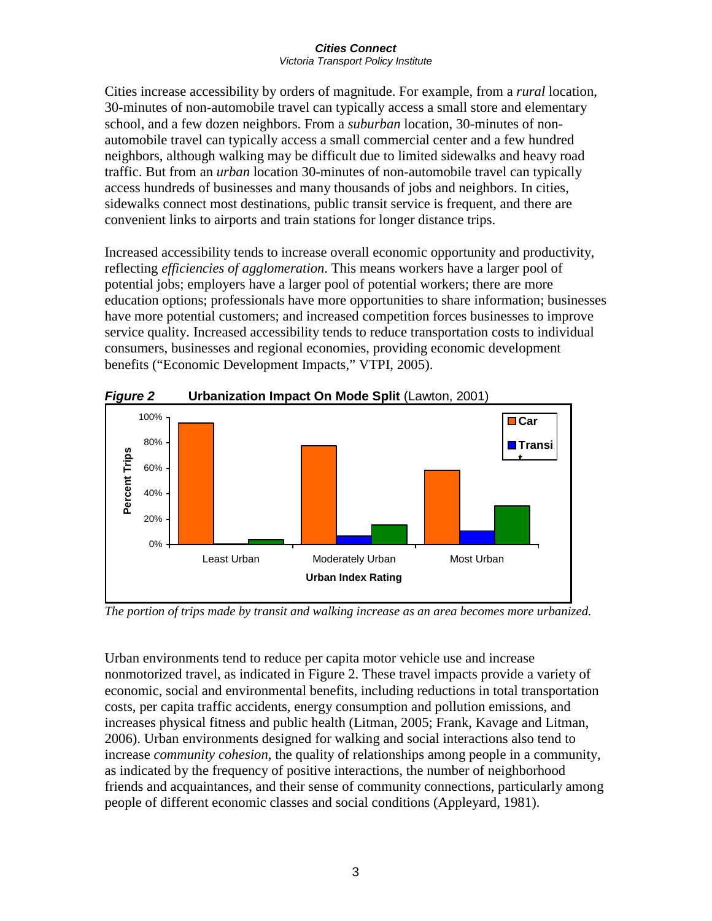Cities increase accessibility by orders of magnitude. For example, from a *rural* location, 30-minutes of non-automobile travel can typically access a small store and elementary school, and a few dozen neighbors. From a *suburban* location, 30-minutes of non-automobile travel can typically access a small commercial center and a few hundred neighbors, although walking may be difficult due to limited sidewalks and heavy road traffic. But from an *urban* location 30-minutes of non-automobile travel can typically access hundreds of businesses and many thousands of jobs and neighbors. In cities, sidewalks connect most destinations, public transit service is frequent, and there are convenient links to airports and train stations for longer distance trips.

Increased accessibility tends to increase overall economic opportunity and productivity, reflecting *efficiencies of agglomeration*. This means workers have a larger pool of potential jobs; employers have a larger pool of potential workers; there are more education options; professionals have more opportunities to share information; businesses have more potential customers; and increased competition forces businesses to improve service quality. Increased accessibility tends to reduce transportation costs to individual consumers, businesses and regional economies, providing economic development benefits ("Economic Development Impacts," VTPI, 2005).

***Figure 2*** **Urbanization Impact On Mode Split** (Lawton, 2001)

*The portion of trips made by transit and walking increase as an area becomes more urbanized.*

Urban environments tend to reduce per capita motor vehicle use and increase nonmotorized travel, as indicated in Figure 2. These travel impacts provide a variety of economic, social and environmental benefits, including reductions in total transportation costs, per capita traffic accidents, energy consumption and pollution emissions, and increases physical fitness and public health (Litman, 2005; Frank, Kavage and Litman, 2006). Urban environments designed for walking and social interactions also tend to increase *community cohesion*, the quality of relationships among people in a community, as indicated by the frequency of positive interactions, the number of neighborhood friends and acquaintances, and their sense of community connections, particularly among people of different economic classes and social conditions (Appleyard, 1981).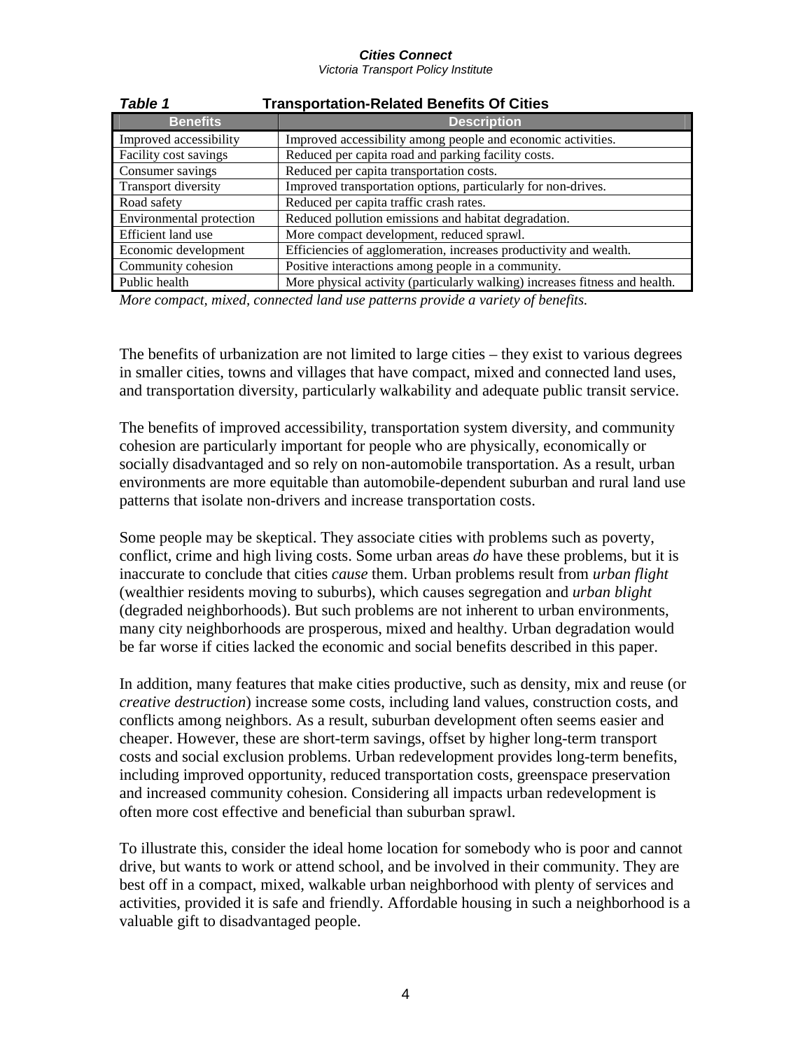***Table 1*** **Transportation-Related Benefits Of Cities**

| Benefits | Description |
|---|---|
| Improved accessibility | Improved accessibility among people and economic activities. |
| Facility cost savings | Reduced per capita road and parking facility costs. |
| Consumer savings | Reduced per capita transportation costs. |
| Transport diversity | Improved transportation options, particularly for non-drives. |
| Road safety | Reduced per capita traffic crash rates. |
| Environmental protection | Reduced pollution emissions and habitat degradation. |
| Efficient land use | More compact development, reduced sprawl. |
| Economic development | Efficiencies of agglomeration, increases productivity and wealth. |
| Community cohesion | Positive interactions among people in a community. |
| Public health | More physical activity (particularly walking) increases fitness and health. |

*More compact, mixed, connected land use patterns provide a variety of benefits.*

The benefits of urbanization are not limited to large cities – they exist to various degrees in smaller cities, towns and villages that have compact, mixed and connected land uses, and transportation diversity, particularly walkability and adequate public transit service.

The benefits of improved accessibility, transportation system diversity, and community cohesion are particularly important for people who are physically, economically or socially disadvantaged and so rely on non-automobile transportation. As a result, urban environments are more equitable than automobile-dependent suburban and rural land use patterns that isolate non-drivers and increase transportation costs.

Some people may be skeptical. They associate cities with problems such as poverty, conflict, crime and high living costs. Some urban areas *do* have these problems, but it is inaccurate to conclude that cities *cause* them. Urban problems result from *urban flight* (wealthier residents moving to suburbs), which causes segregation and *urban blight* (degraded neighborhoods). But such problems are not inherent to urban environments, many city neighborhoods are prosperous, mixed and healthy. Urban degradation would be far worse if cities lacked the economic and social benefits described in this paper.

In addition, many features that make cities productive, such as density, mix and reuse (or *creative destruction*) increase some costs, including land values, construction costs, and conflicts among neighbors. As a result, suburban development often seems easier and cheaper. However, these are short-term savings, offset by higher long-term transport costs and social exclusion problems. Urban redevelopment provides long-term benefits, including improved opportunity, reduced transportation costs, greenspace preservation and increased community cohesion. Considering all impacts urban redevelopment is often more cost effective and beneficial than suburban sprawl.

To illustrate this, consider the ideal home location for somebody who is poor and cannot drive, but wants to work or attend school, and be involved in their community. They are best off in a compact, mixed, walkable urban neighborhood with plenty of services and activities, provided it is safe and friendly. Affordable housing in such a neighborhood is a valuable gift to disadvantaged people.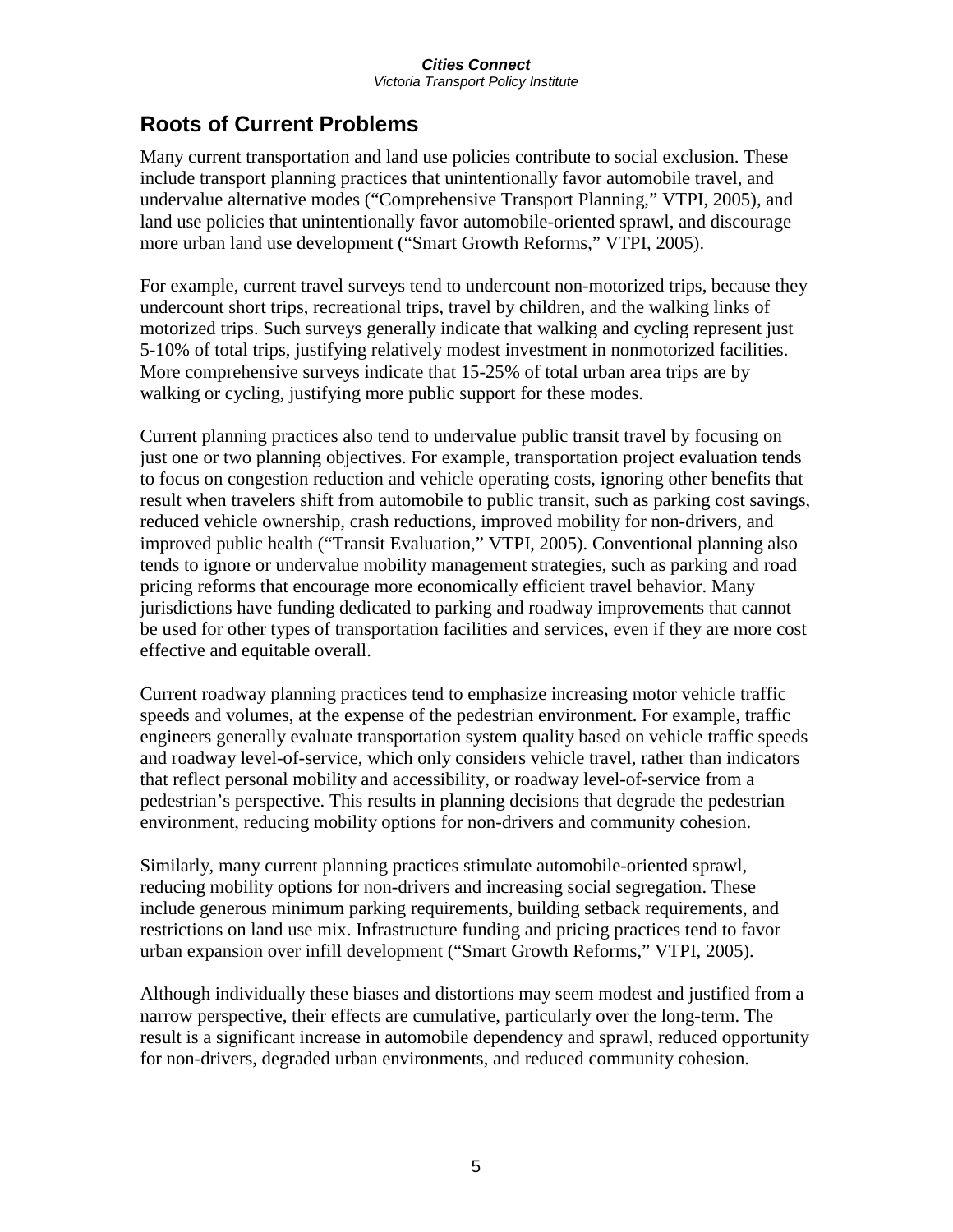## Roots of Current Problems

Many current transportation and land use policies contribute to social exclusion. These include transport planning practices that unintentionally favor automobile travel, and undervalue alternative modes ("Comprehensive Transport Planning," VTPI, 2005), and land use policies that unintentionally favor automobile-oriented sprawl, and discourage more urban land use development ("Smart Growth Reforms," VTPI, 2005).

For example, current travel surveys tend to undercount non-motorized trips, because they undercount short trips, recreational trips, travel by children, and the walking links of motorized trips. Such surveys generally indicate that walking and cycling represent just 5-10% of total trips, justifying relatively modest investment in nonmotorized facilities. More comprehensive surveys indicate that 15-25% of total urban area trips are by walking or cycling, justifying more public support for these modes.

Current planning practices also tend to undervalue public transit travel by focusing on just one or two planning objectives. For example, transportation project evaluation tends to focus on congestion reduction and vehicle operating costs, ignoring other benefits that result when travelers shift from automobile to public transit, such as parking cost savings, reduced vehicle ownership, crash reductions, improved mobility for non-drivers, and improved public health ("Transit Evaluation," VTPI, 2005). Conventional planning also tends to ignore or undervalue mobility management strategies, such as parking and road pricing reforms that encourage more economically efficient travel behavior. Many jurisdictions have funding dedicated to parking and roadway improvements that cannot be used for other types of transportation facilities and services, even if they are more cost effective and equitable overall.

Current roadway planning practices tend to emphasize increasing motor vehicle traffic speeds and volumes, at the expense of the pedestrian environment. For example, traffic engineers generally evaluate transportation system quality based on vehicle traffic speeds and roadway level-of-service, which only considers vehicle travel, rather than indicators that reflect personal mobility and accessibility, or roadway level-of-service from a pedestrian's perspective. This results in planning decisions that degrade the pedestrian environment, reducing mobility options for non-drivers and community cohesion.

Similarly, many current planning practices stimulate automobile-oriented sprawl, reducing mobility options for non-drivers and increasing social segregation. These include generous minimum parking requirements, building setback requirements, and restrictions on land use mix. Infrastructure funding and pricing practices tend to favor urban expansion over infill development ("Smart Growth Reforms," VTPI, 2005).

Although individually these biases and distortions may seem modest and justified from a narrow perspective, their effects are cumulative, particularly over the long-term. The result is a significant increase in automobile dependency and sprawl, reduced opportunity for non-drivers, degraded urban environments, and reduced community cohesion.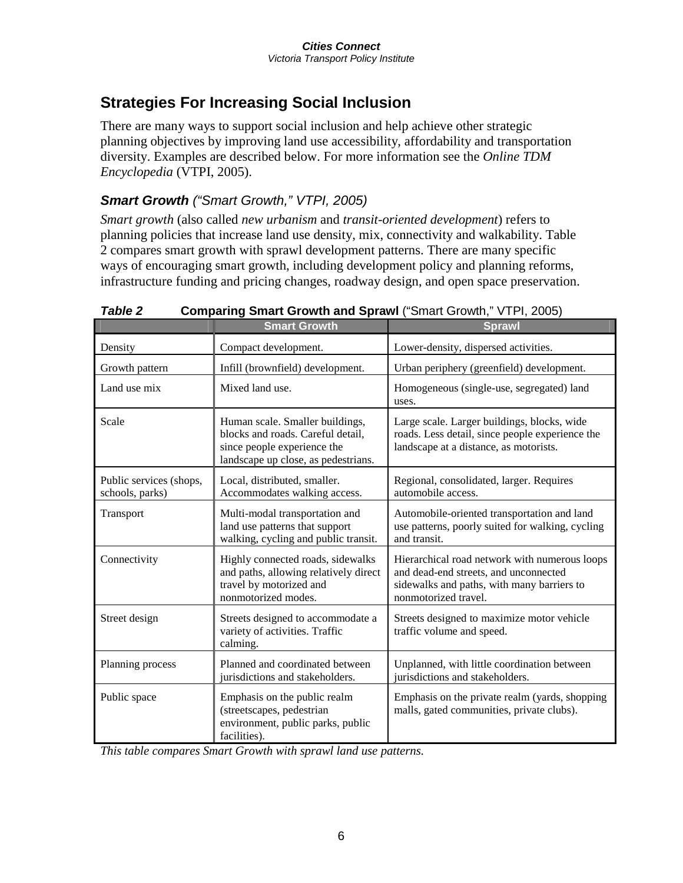## Strategies For Increasing Social Inclusion

There are many ways to support social inclusion and help achieve other strategic planning objectives by improving land use accessibility, affordability and transportation diversity. Examples are described below. For more information see the *Online TDM Encyclopedia* (VTPI, 2005).

### *Smart Growth* *("Smart Growth," VTPI, 2005)*

*Smart growth* (also called *new urbanism* and *transit-oriented development*) refers to planning policies that increase land use density, mix, connectivity and walkability. Table 2 compares smart growth with sprawl development patterns. There are many specific ways of encouraging smart growth, including development policy and planning reforms, infrastructure funding and pricing changes, roadway design, and open space preservation.

***Table 2*** **Comparing Smart Growth and Sprawl** ("Smart Growth," VTPI, 2005)

| | Smart Growth | Sprawl |
|---|---|---|
| Density | Compact development. | Lower-density, dispersed activities. |
| Growth pattern | Infill (brownfield) development. | Urban periphery (greenfield) development. |
| Land use mix | Mixed land use. | Homogeneous (single-use, segregated) land uses. |
| Scale | Human scale. Smaller buildings, blocks and roads. Careful detail, since people experience the landscape up close, as pedestrians. | Large scale. Larger buildings, blocks, wide roads. Less detail, since people experience the landscape at a distance, as motorists. |
| Public services (shops, schools, parks) | Local, distributed, smaller. Accommodates walking access. | Regional, consolidated, larger. Requires automobile access. |
| Transport | Multi-modal transportation and land use patterns that support walking, cycling and public transit. | Automobile-oriented transportation and land use patterns, poorly suited for walking, cycling and transit. |
| Connectivity | Highly connected roads, sidewalks and paths, allowing relatively direct travel by motorized and nonmotorized modes. | Hierarchical road network with numerous loops and dead-end streets, and unconnected sidewalks and paths, with many barriers to nonmotorized travel. |
| Street design | Streets designed to accommodate a variety of activities. Traffic calming. | Streets designed to maximize motor vehicle traffic volume and speed. |
| Planning process | Planned and coordinated between jurisdictions and stakeholders. | Unplanned, with little coordination between jurisdictions and stakeholders. |
| Public space | Emphasis on the public realm (streetscapes, pedestrian environment, public parks, public facilities). | Emphasis on the private realm (yards, shopping malls, gated communities, private clubs). |

*This table compares Smart Growth with sprawl land use patterns.*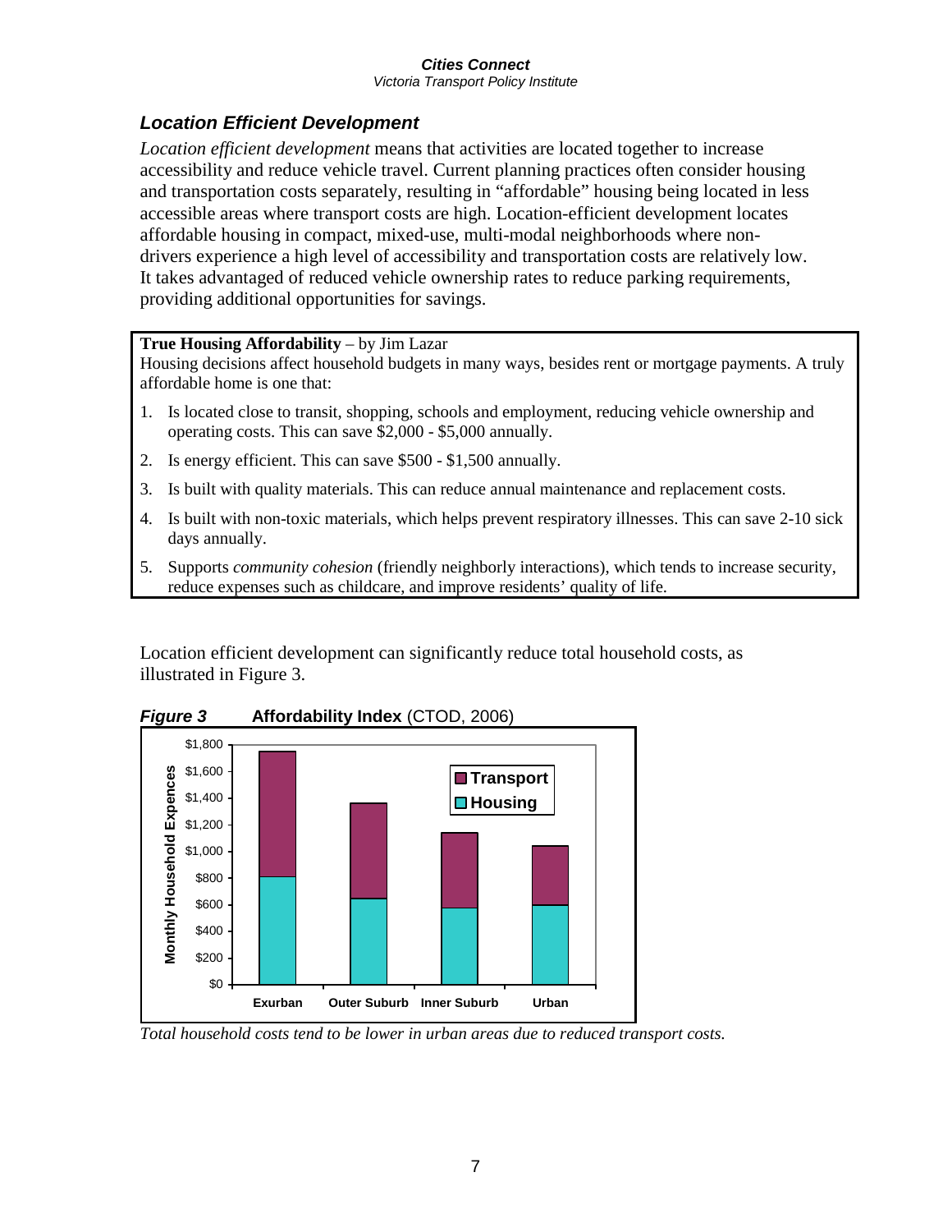### *Location Efficient Development*

*Location efficient development* means that activities are located together to increase accessibility and reduce vehicle travel. Current planning practices often consider housing and transportation costs separately, resulting in "affordable" housing being located in less accessible areas where transport costs are high. Location-efficient development locates affordable housing in compact, mixed-use, multi-modal neighborhoods where non-drivers experience a high level of accessibility and transportation costs are relatively low. It takes advantaged of reduced vehicle ownership rates to reduce parking requirements, providing additional opportunities for savings.

> **True Housing Affordability** – by Jim Lazar
>
> Housing decisions affect household budgets in many ways, besides rent or mortgage payments. A truly affordable home is one that:
>
> 1. Is located close to transit, shopping, schools and employment, reducing vehicle ownership and operating costs. This can save $2,000 - $5,000 annually.
> 2. Is energy efficient. This can save $500 - $1,500 annually.
> 3. Is built with quality materials. This can reduce annual maintenance and replacement costs.
> 4. Is built with non-toxic materials, which helps prevent respiratory illnesses. This can save 2-10 sick days annually.
> 5. Supports *community cohesion* (friendly neighborly interactions), which tends to increase security, reduce expenses such as childcare, and improve residents' quality of life.

Location efficient development can significantly reduce total household costs, as illustrated in Figure 3.

***Figure 3*** **Affordability Index** (CTOD, 2006)

*Total household costs tend to be lower in urban areas due to reduced transport costs.*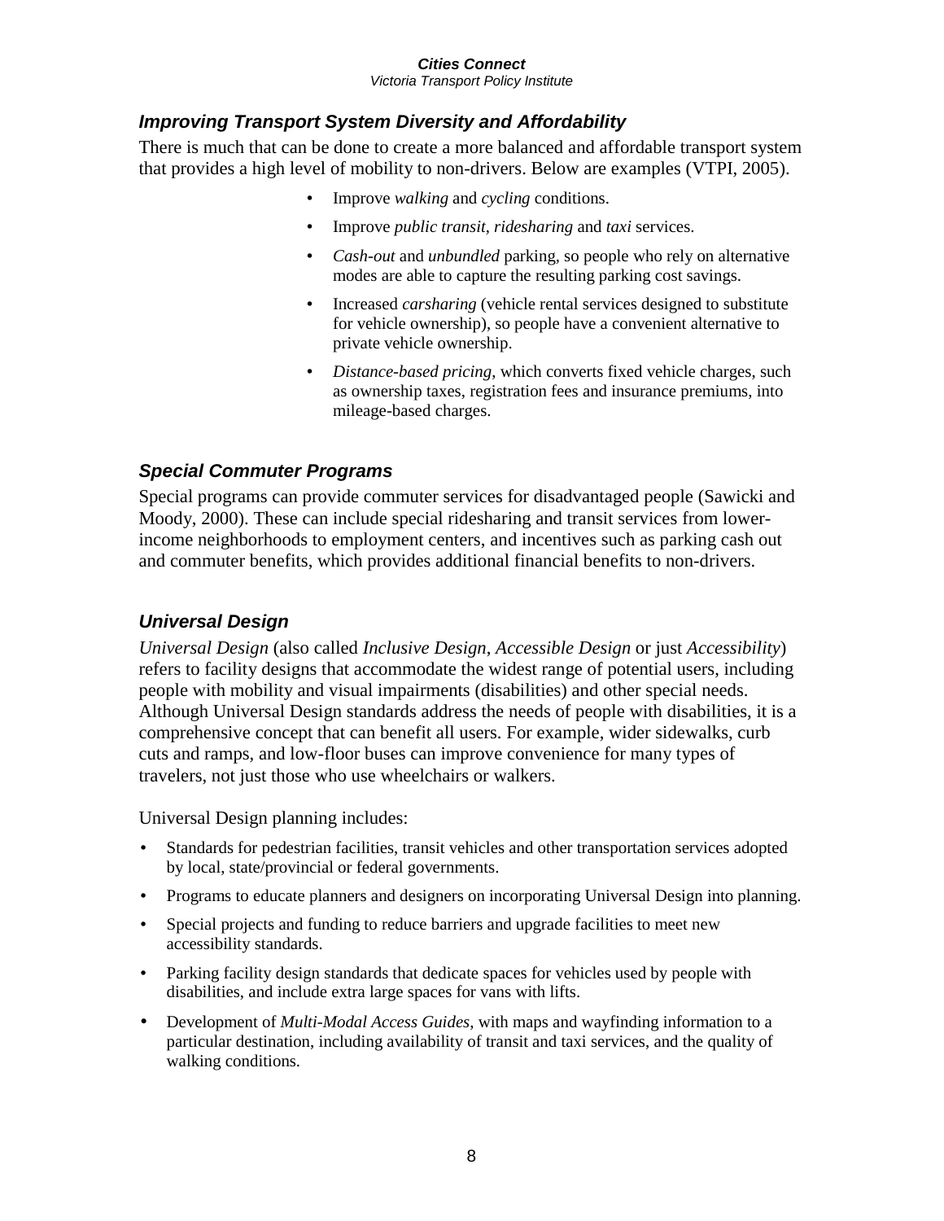### *Improving Transport System Diversity and Affordability*

There is much that can be done to create a more balanced and affordable transport system that provides a high level of mobility to non-drivers. Below are examples (VTPI, 2005).

- Improve *walking* and *cycling* conditions.
- Improve *public transit*, *ridesharing* and *taxi* services.
- *Cash-out* and *unbundled* parking, so people who rely on alternative modes are able to capture the resulting parking cost savings.
- Increased *carsharing* (vehicle rental services designed to substitute for vehicle ownership), so people have a convenient alternative to private vehicle ownership.
- *Distance-based pricing*, which converts fixed vehicle charges, such as ownership taxes, registration fees and insurance premiums, into mileage-based charges.

### *Special Commuter Programs*

Special programs can provide commuter services for disadvantaged people (Sawicki and Moody, 2000). These can include special ridesharing and transit services from lower-income neighborhoods to employment centers, and incentives such as parking cash out and commuter benefits, which provides additional financial benefits to non-drivers.

### *Universal Design*

*Universal Design* (also called *Inclusive Design*, *Accessible Design* or just *Accessibility*) refers to facility designs that accommodate the widest range of potential users, including people with mobility and visual impairments (disabilities) and other special needs. Although Universal Design standards address the needs of people with disabilities, it is a comprehensive concept that can benefit all users. For example, wider sidewalks, curb cuts and ramps, and low-floor buses can improve convenience for many types of travelers, not just those who use wheelchairs or walkers.

Universal Design planning includes:

- Standards for pedestrian facilities, transit vehicles and other transportation services adopted by local, state/provincial or federal governments.
- Programs to educate planners and designers on incorporating Universal Design into planning.
- Special projects and funding to reduce barriers and upgrade facilities to meet new accessibility standards.
- Parking facility design standards that dedicate spaces for vehicles used by people with disabilities, and include extra large spaces for vans with lifts.
- Development of *Multi-Modal Access Guides*, with maps and wayfinding information to a particular destination, including availability of transit and taxi services, and the quality of walking conditions.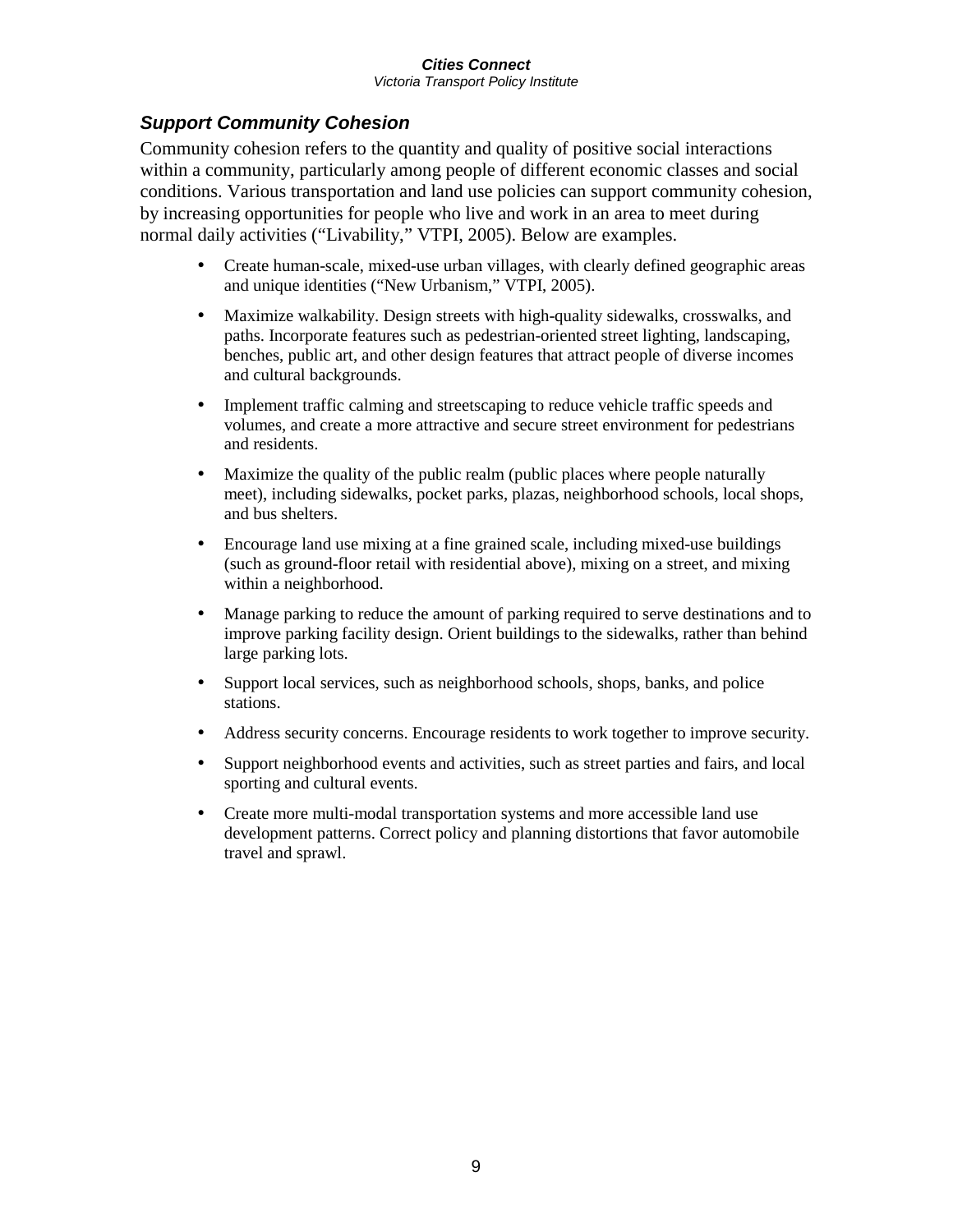### *Support Community Cohesion*

Community cohesion refers to the quantity and quality of positive social interactions within a community, particularly among people of different economic classes and social conditions. Various transportation and land use policies can support community cohesion, by increasing opportunities for people who live and work in an area to meet during normal daily activities (“Livability,” VTPI, 2005). Below are examples.

- Create human-scale, mixed-use urban villages, with clearly defined geographic areas and unique identities (“New Urbanism,” VTPI, 2005).
- Maximize walkability. Design streets with high-quality sidewalks, crosswalks, and paths. Incorporate features such as pedestrian-oriented street lighting, landscaping, benches, public art, and other design features that attract people of diverse incomes and cultural backgrounds.
- Implement traffic calming and streetscaping to reduce vehicle traffic speeds and volumes, and create a more attractive and secure street environment for pedestrians and residents.
- Maximize the quality of the public realm (public places where people naturally meet), including sidewalks, pocket parks, plazas, neighborhood schools, local shops, and bus shelters.
- Encourage land use mixing at a fine grained scale, including mixed-use buildings (such as ground-floor retail with residential above), mixing on a street, and mixing within a neighborhood.
- Manage parking to reduce the amount of parking required to serve destinations and to improve parking facility design. Orient buildings to the sidewalks, rather than behind large parking lots.
- Support local services, such as neighborhood schools, shops, banks, and police stations.
- Address security concerns. Encourage residents to work together to improve security.
- Support neighborhood events and activities, such as street parties and fairs, and local sporting and cultural events.
- Create more multi-modal transportation systems and more accessible land use development patterns. Correct policy and planning distortions that favor automobile travel and sprawl.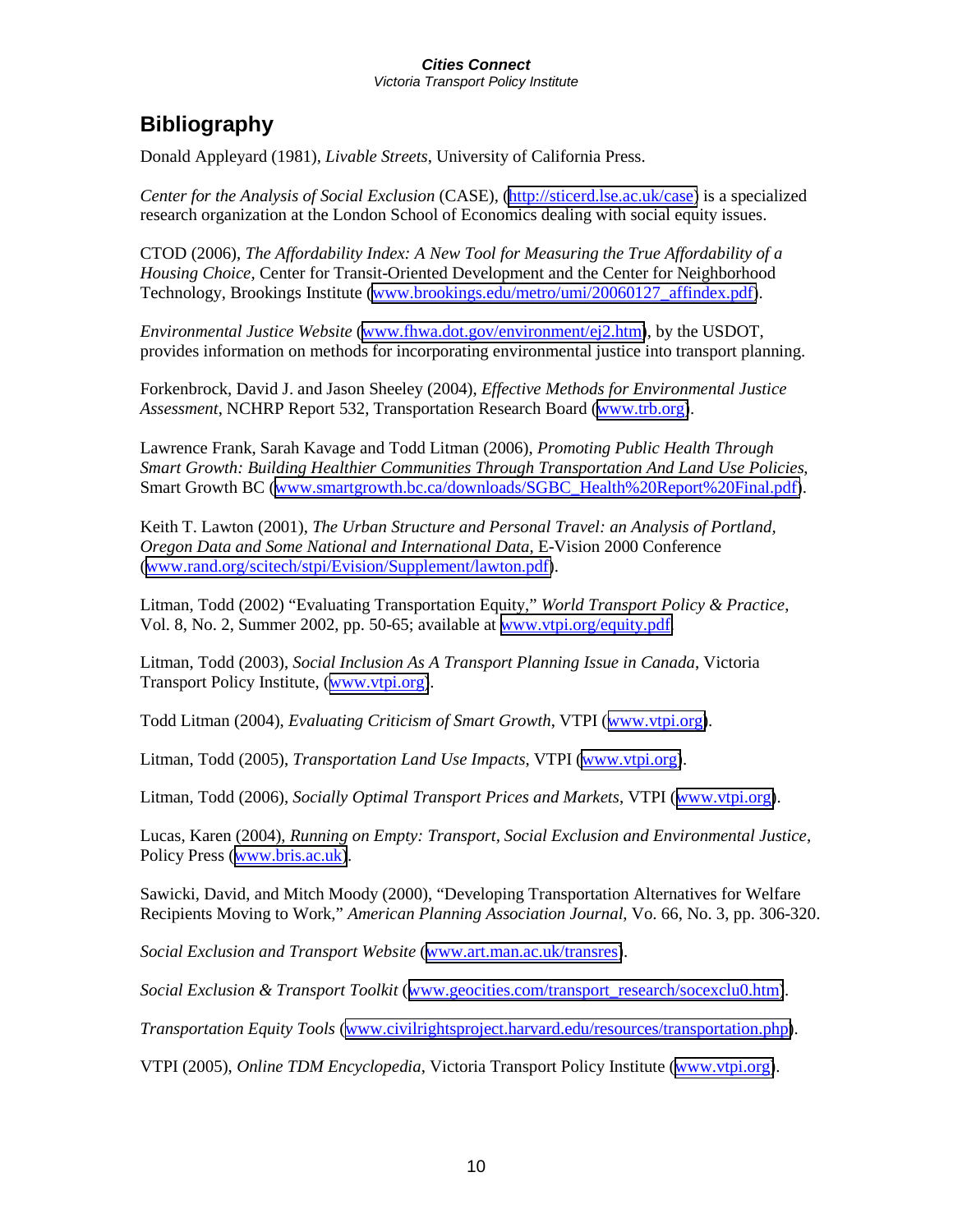## Bibliography

Donald Appleyard (1981), *Livable Streets*, University of California Press.

*Center for the Analysis of Social Exclusion* (CASE), (http://sticerd.lse.ac.uk/case) is a specialized research organization at the London School of Economics dealing with social equity issues.

CTOD (2006), *The Affordability Index: A New Tool for Measuring the True Affordability of a Housing Choice*, Center for Transit-Oriented Development and the Center for Neighborhood Technology, Brookings Institute (www.brookings.edu/metro/umi/20060127_affindex.pdf).

*Environmental Justice Website* (www.fhwa.dot.gov/environment/ej2.htm), by the USDOT, provides information on methods for incorporating environmental justice into transport planning.

Forkenbrock, David J. and Jason Sheeley (2004), *Effective Methods for Environmental Justice Assessment*, NCHRP Report 532, Transportation Research Board (www.trb.org).

Lawrence Frank, Sarah Kavage and Todd Litman (2006), *Promoting Public Health Through Smart Growth: Building Healthier Communities Through Transportation And Land Use Policies*, Smart Growth BC (www.smartgrowth.bc.ca/downloads/SGBC_Health%20Report%20Final.pdf).

Keith T. Lawton (2001), *The Urban Structure and Personal Travel: an Analysis of Portland, Oregon Data and Some National and International Data*, E-Vision 2000 Conference (www.rand.org/scitech/stpi/Evision/Supplement/lawton.pdf).

Litman, Todd (2002) "Evaluating Transportation Equity," *World Transport Policy & Practice*, Vol. 8, No. 2, Summer 2002, pp. 50-65; available at www.vtpi.org/equity.pdf

Litman, Todd (2003), *Social Inclusion As A Transport Planning Issue in Canada*, Victoria Transport Policy Institute, (www.vtpi.org).

Todd Litman (2004), *Evaluating Criticism of Smart Growth*, VTPI (www.vtpi.org).

Litman, Todd (2005), *Transportation Land Use Impacts*, VTPI (www.vtpi.org).

Litman, Todd (2006), *Socially Optimal Transport Prices and Markets*, VTPI (www.vtpi.org).

Lucas, Karen (2004), *Running on Empty: Transport, Social Exclusion and Environmental Justice*, Policy Press (www.bris.ac.uk).

Sawicki, David, and Mitch Moody (2000), "Developing Transportation Alternatives for Welfare Recipients Moving to Work," *American Planning Association Journal*, Vo. 66, No. 3, pp. 306-320.

*Social Exclusion and Transport Website* (www.art.man.ac.uk/transres).

*Social Exclusion & Transport Toolkit* (www.geocities.com/transport_research/socexclu0.htm).

*Transportation Equity Tools* (www.civilrightsproject.harvard.edu/resources/transportation.php).

VTPI (2005), *Online TDM Encyclopedia*, Victoria Transport Policy Institute (www.vtpi.org).